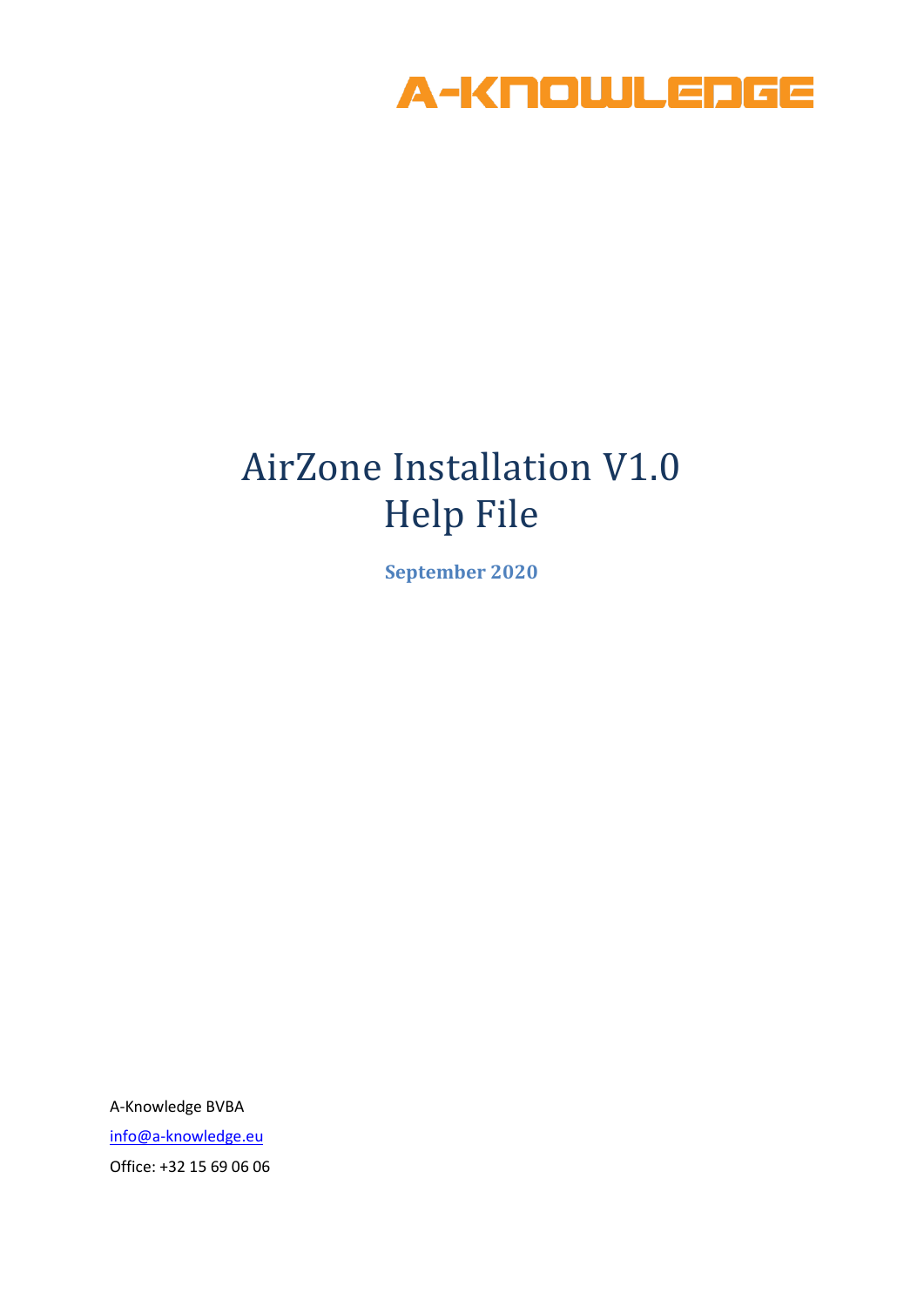A-KNOWLEDGE

# AirZone Installation V1.0
# Help File

**September 2020**

A-Knowledge BVBA

info@a-knowledge.eu

Office: +32 15 69 06 06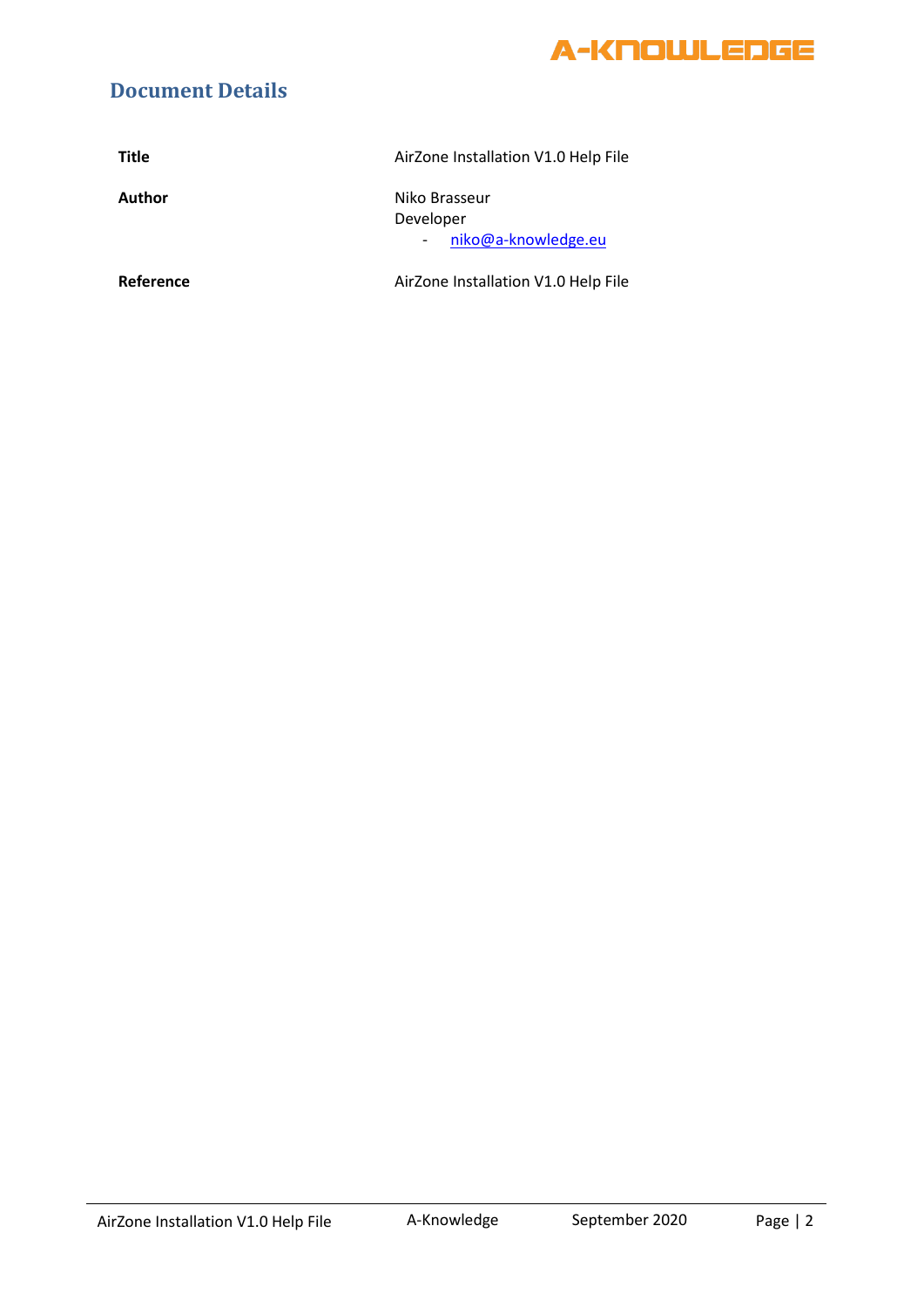## Document Details

| | |
|---|---|
| **Title** | AirZone Installation V1.0 Help File |
| **Author** | Niko Brasseur<br>Developer<br>- niko@a-knowledge.eu |
| **Reference** | AirZone Installation V1.0 Help File |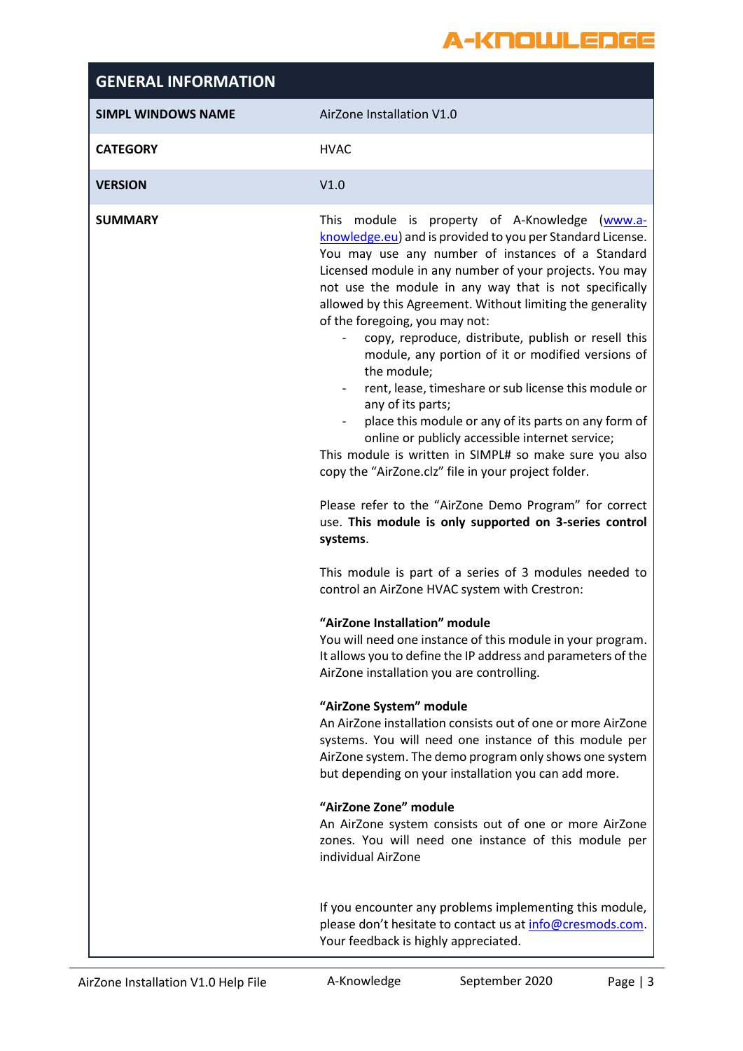| GENERAL INFORMATION | |
|---|---|
| **SIMPL WINDOWS NAME** | AirZone Installation V1.0 |
| **CATEGORY** | HVAC |
| **VERSION** | V1.0 |
| **SUMMARY** | This module is property of A-Knowledge (www.a-knowledge.eu) and is provided to you per Standard License. You may use any number of instances of a Standard Licensed module in any number of your projects. You may not use the module in any way that is not specifically allowed by this Agreement. Without limiting the generality of the foregoing, you may not:<br>- copy, reproduce, distribute, publish or resell this module, any portion of it or modified versions of the module;<br>- rent, lease, timeshare or sub license this module or any of its parts;<br>- place this module or any of its parts on any form of online or publicly accessible internet service;<br>This module is written in SIMPL# so make sure you also copy the "AirZone.clz" file in your project folder.<br><br>Please refer to the "AirZone Demo Program" for correct use. **This module is only supported on 3-series control systems**.<br><br>This module is part of a series of 3 modules needed to control an AirZone HVAC system with Crestron:<br><br>**"AirZone Installation" module**<br>You will need one instance of this module in your program. It allows you to define the IP address and parameters of the AirZone installation you are controlling.<br><br>**"AirZone System" module**<br>An AirZone installation consists out of one or more AirZone systems. You will need one instance of this module per AirZone system. The demo program only shows one system but depending on your installation you can add more.<br><br>**"AirZone Zone" module**<br>An AirZone system consists out of one or more AirZone zones. You will need one instance of this module per individual AirZone<br><br>If you encounter any problems implementing this module, please don't hesitate to contact us at info@cresmods.com. Your feedback is highly appreciated. |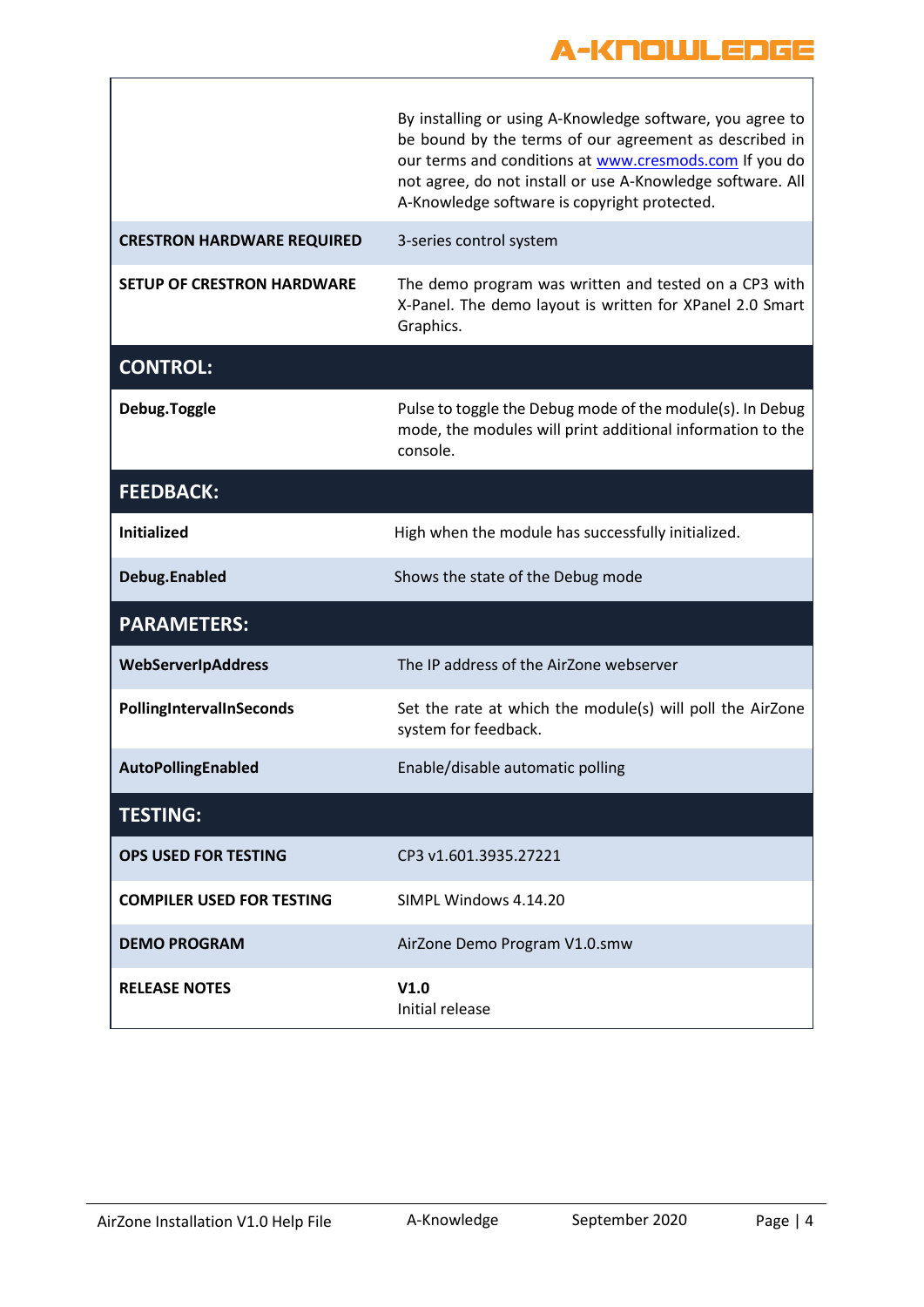| | |
|---|---|
| | By installing or using A-Knowledge software, you agree to be bound by the terms of our agreement as described in our terms and conditions at [www.cresmods.com](http://www.cresmods.com) If you do not agree, do not install or use A-Knowledge software. All A-Knowledge software is copyright protected. |
| **CRESTRON HARDWARE REQUIRED** | 3-series control system |
| **SETUP OF CRESTRON HARDWARE** | The demo program was written and tested on a CP3 with X-Panel. The demo layout is written for XPanel 2.0 Smart Graphics. |
| **CONTROL:** | |
| **Debug.Toggle** | Pulse to toggle the Debug mode of the module(s). In Debug mode, the modules will print additional information to the console. |
| **FEEDBACK:** | |
| **Initialized** | High when the module has successfully initialized. |
| **Debug.Enabled** | Shows the state of the Debug mode |
| **PARAMETERS:** | |
| **WebServerIpAddress** | The IP address of the AirZone webserver |
| **PollingIntervalInSeconds** | Set the rate at which the module(s) will poll the AirZone system for feedback. |
| **AutoPollingEnabled** | Enable/disable automatic polling |
| **TESTING:** | |
| **OPS USED FOR TESTING** | CP3 v1.601.3935.27221 |
| **COMPILER USED FOR TESTING** | SIMPL Windows 4.14.20 |
| **DEMO PROGRAM** | AirZone Demo Program V1.0.smw |
| **RELEASE NOTES** | **V1.0**<br>Initial release |